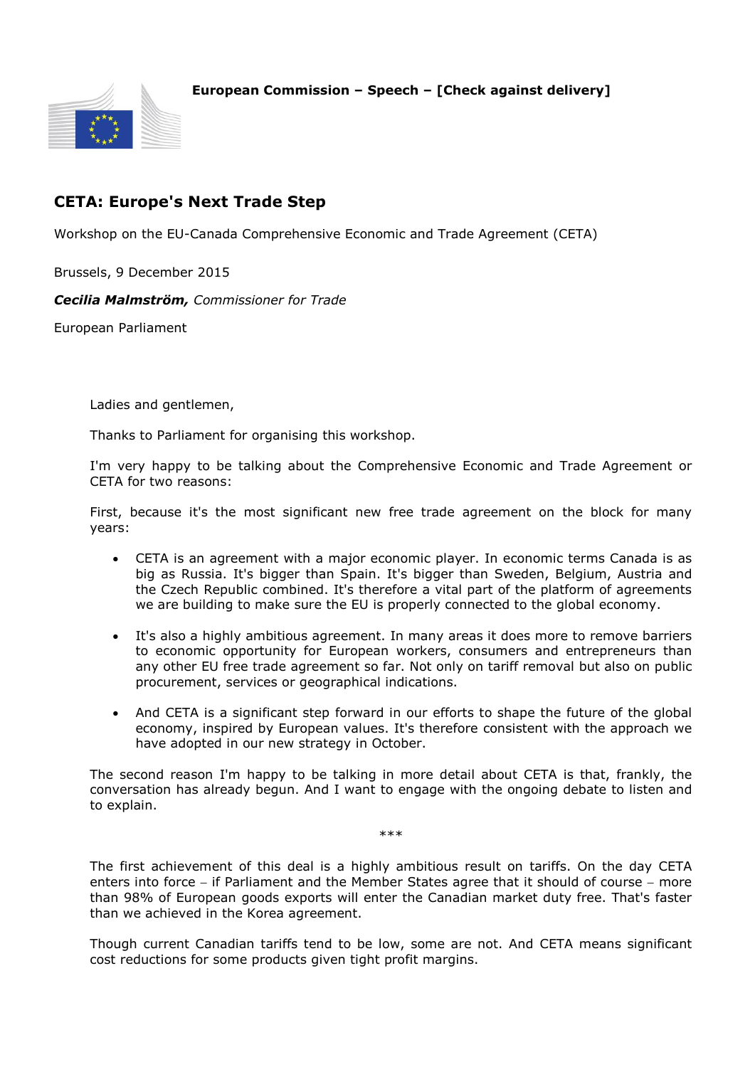**European Commission – Speech – [Check against delivery]**

# CETA: Europe's Next Trade Step

Workshop on the EU-Canada Comprehensive Economic and Trade Agreement (CETA)

Brussels, 9 December 2015

***Cecilia Malmström,*** *Commissioner for Trade*

European Parliament

Ladies and gentlemen,

Thanks to Parliament for organising this workshop.

I'm very happy to be talking about the Comprehensive Economic and Trade Agreement or CETA for two reasons:

First, because it's the most significant new free trade agreement on the block for many years:

- CETA is an agreement with a major economic player. In economic terms Canada is as big as Russia. It's bigger than Spain. It's bigger than Sweden, Belgium, Austria and the Czech Republic combined. It's therefore a vital part of the platform of agreements we are building to make sure the EU is properly connected to the global economy.
- It's also a highly ambitious agreement. In many areas it does more to remove barriers to economic opportunity for European workers, consumers and entrepreneurs than any other EU free trade agreement so far. Not only on tariff removal but also on public procurement, services or geographical indications.
- And CETA is a significant step forward in our efforts to shape the future of the global economy, inspired by European values. It's therefore consistent with the approach we have adopted in our new strategy in October.

The second reason I'm happy to be talking in more detail about CETA is that, frankly, the conversation has already begun. And I want to engage with the ongoing debate to listen and to explain.

***

The first achievement of this deal is a highly ambitious result on tariffs. On the day CETA enters into force – if Parliament and the Member States agree that it should of course – more than 98% of European goods exports will enter the Canadian market duty free. That's faster than we achieved in the Korea agreement.

Though current Canadian tariffs tend to be low, some are not. And CETA means significant cost reductions for some products given tight profit margins.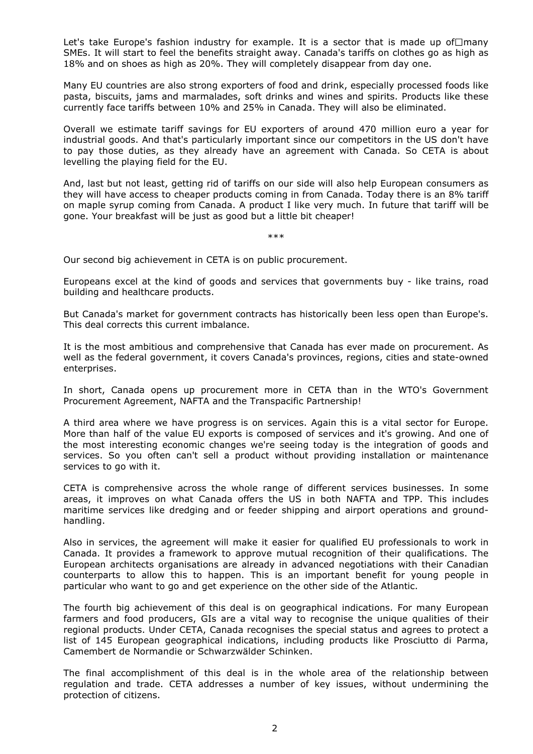Let's take Europe's fashion industry for example. It is a sector that is made up of many SMEs. It will start to feel the benefits straight away. Canada's tariffs on clothes go as high as 18% and on shoes as high as 20%. They will completely disappear from day one.

Many EU countries are also strong exporters of food and drink, especially processed foods like pasta, biscuits, jams and marmalades, soft drinks and wines and spirits. Products like these currently face tariffs between 10% and 25% in Canada. They will also be eliminated.

Overall we estimate tariff savings for EU exporters of around 470 million euro a year for industrial goods. And that's particularly important since our competitors in the US don't have to pay those duties, as they already have an agreement with Canada. So CETA is about levelling the playing field for the EU.

And, last but not least, getting rid of tariffs on our side will also help European consumers as they will have access to cheaper products coming in from Canada. Today there is an 8% tariff on maple syrup coming from Canada. A product I like very much. In future that tariff will be gone. Your breakfast will be just as good but a little bit cheaper!

***

Our second big achievement in CETA is on public procurement.

Europeans excel at the kind of goods and services that governments buy - like trains, road building and healthcare products.

But Canada's market for government contracts has historically been less open than Europe's. This deal corrects this current imbalance.

It is the most ambitious and comprehensive that Canada has ever made on procurement. As well as the federal government, it covers Canada's provinces, regions, cities and state-owned enterprises.

In short, Canada opens up procurement more in CETA than in the WTO's Government Procurement Agreement, NAFTA and the Transpacific Partnership!

A third area where we have progress is on services. Again this is a vital sector for Europe. More than half of the value EU exports is composed of services and it's growing. And one of the most interesting economic changes we're seeing today is the integration of goods and services. So you often can't sell a product without providing installation or maintenance services to go with it.

CETA is comprehensive across the whole range of different services businesses. In some areas, it improves on what Canada offers the US in both NAFTA and TPP. This includes maritime services like dredging and or feeder shipping and airport operations and ground-handling.

Also in services, the agreement will make it easier for qualified EU professionals to work in Canada. It provides a framework to approve mutual recognition of their qualifications. The European architects organisations are already in advanced negotiations with their Canadian counterparts to allow this to happen. This is an important benefit for young people in particular who want to go and get experience on the other side of the Atlantic.

The fourth big achievement of this deal is on geographical indications. For many European farmers and food producers, GIs are a vital way to recognise the unique qualities of their regional products. Under CETA, Canada recognises the special status and agrees to protect a list of 145 European geographical indications, including products like Prosciutto di Parma, Camembert de Normandie or Schwarzwälder Schinken.

The final accomplishment of this deal is in the whole area of the relationship between regulation and trade. CETA addresses a number of key issues, without undermining the protection of citizens.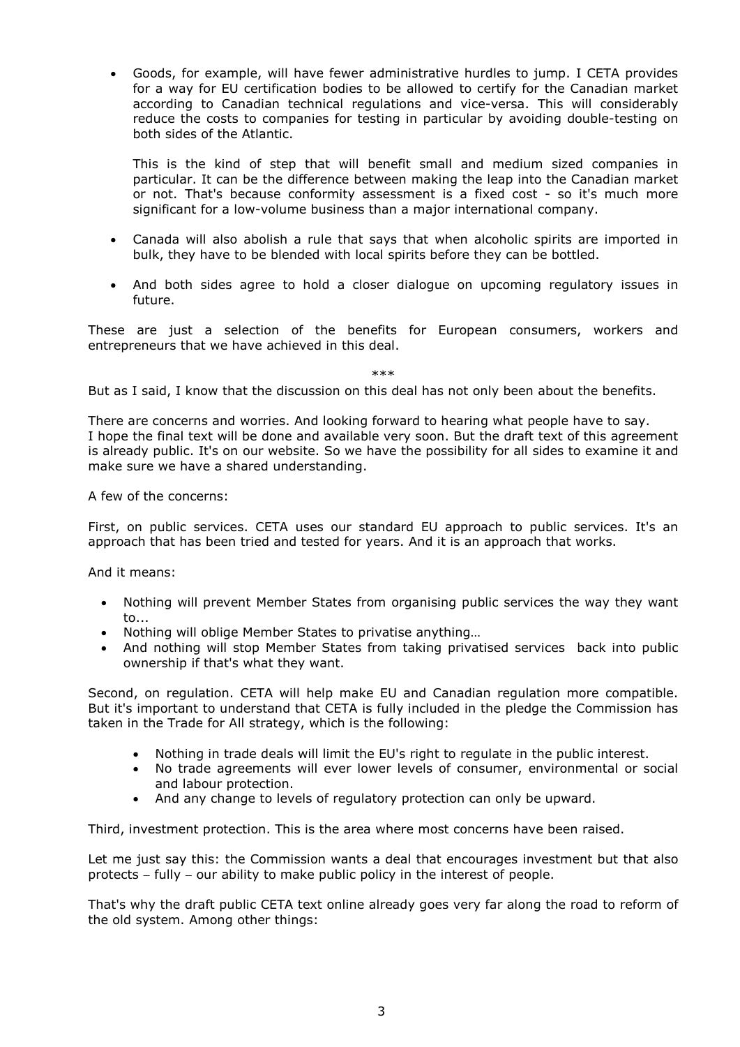- Goods, for example, will have fewer administrative hurdles to jump. I CETA provides for a way for EU certification bodies to be allowed to certify for the Canadian market according to Canadian technical regulations and vice-versa. This will considerably reduce the costs to companies for testing in particular by avoiding double-testing on both sides of the Atlantic.

  This is the kind of step that will benefit small and medium sized companies in particular. It can be the difference between making the leap into the Canadian market or not. That's because conformity assessment is a fixed cost - so it's much more significant for a low-volume business than a major international company.

- Canada will also abolish a rule that says that when alcoholic spirits are imported in bulk, they have to be blended with local spirits before they can be bottled.

- And both sides agree to hold a closer dialogue on upcoming regulatory issues in future.

These are just a selection of the benefits for European consumers, workers and entrepreneurs that we have achieved in this deal.

***

But as I said, I know that the discussion on this deal has not only been about the benefits.

There are concerns and worries. And looking forward to hearing what people have to say.
I hope the final text will be done and available very soon. But the draft text of this agreement is already public. It's on our website. So we have the possibility for all sides to examine it and make sure we have a shared understanding.

A few of the concerns:

First, on public services. CETA uses our standard EU approach to public services. It's an approach that has been tried and tested for years. And it is an approach that works.

And it means:

- Nothing will prevent Member States from organising public services the way they want to...
- Nothing will oblige Member States to privatise anything…
- And nothing will stop Member States from taking privatised services back into public ownership if that's what they want.

Second, on regulation. CETA will help make EU and Canadian regulation more compatible. But it's important to understand that CETA is fully included in the pledge the Commission has taken in the Trade for All strategy, which is the following:

- Nothing in trade deals will limit the EU's right to regulate in the public interest.
- No trade agreements will ever lower levels of consumer, environmental or social and labour protection.
- And any change to levels of regulatory protection can only be upward.

Third, investment protection. This is the area where most concerns have been raised.

Let me just say this: the Commission wants a deal that encourages investment but that also protects – fully – our ability to make public policy in the interest of people.

That's why the draft public CETA text online already goes very far along the road to reform of the old system. Among other things: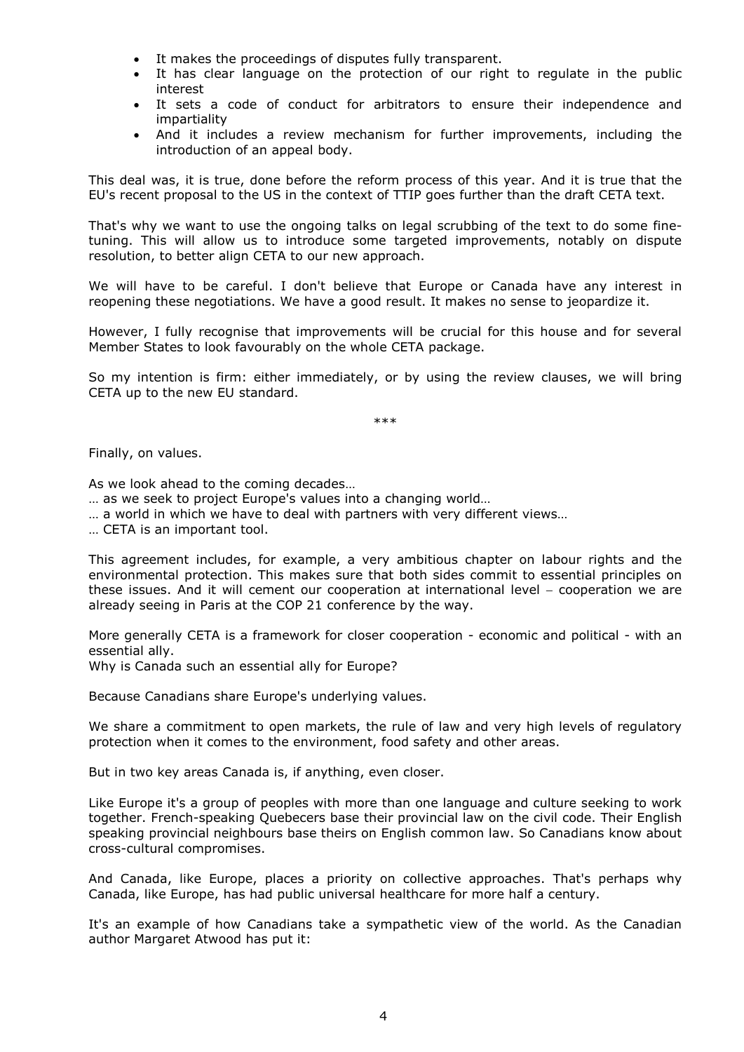- It makes the proceedings of disputes fully transparent.
- It has clear language on the protection of our right to regulate in the public interest
- It sets a code of conduct for arbitrators to ensure their independence and impartiality
- And it includes a review mechanism for further improvements, including the introduction of an appeal body.

This deal was, it is true, done before the reform process of this year. And it is true that the EU's recent proposal to the US in the context of TTIP goes further than the draft CETA text.

That's why we want to use the ongoing talks on legal scrubbing of the text to do some fine-tuning. This will allow us to introduce some targeted improvements, notably on dispute resolution, to better align CETA to our new approach.

We will have to be careful. I don't believe that Europe or Canada have any interest in reopening these negotiations. We have a good result. It makes no sense to jeopardize it.

However, I fully recognise that improvements will be crucial for this house and for several Member States to look favourably on the whole CETA package.

So my intention is firm: either immediately, or by using the review clauses, we will bring CETA up to the new EU standard.

***

Finally, on values.

As we look ahead to the coming decades…

… as we seek to project Europe's values into a changing world…

… a world in which we have to deal with partners with very different views…

… CETA is an important tool.

This agreement includes, for example, a very ambitious chapter on labour rights and the environmental protection. This makes sure that both sides commit to essential principles on these issues. And it will cement our cooperation at international level – cooperation we are already seeing in Paris at the COP 21 conference by the way.

More generally CETA is a framework for closer cooperation - economic and political - with an essential ally.

Why is Canada such an essential ally for Europe?

Because Canadians share Europe's underlying values.

We share a commitment to open markets, the rule of law and very high levels of regulatory protection when it comes to the environment, food safety and other areas.

But in two key areas Canada is, if anything, even closer.

Like Europe it's a group of peoples with more than one language and culture seeking to work together. French-speaking Quebecers base their provincial law on the civil code. Their English speaking provincial neighbours base theirs on English common law. So Canadians know about cross-cultural compromises.

And Canada, like Europe, places a priority on collective approaches. That's perhaps why Canada, like Europe, has had public universal healthcare for more half a century.

It's an example of how Canadians take a sympathetic view of the world. As the Canadian author Margaret Atwood has put it: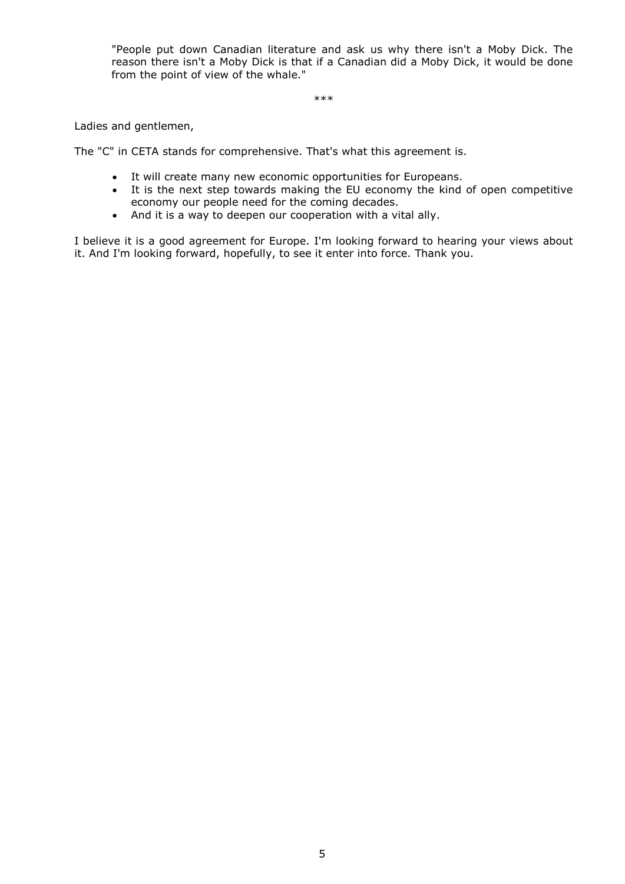> "People put down Canadian literature and ask us why there isn't a Moby Dick. The reason there isn't a Moby Dick is that if a Canadian did a Moby Dick, it would be done from the point of view of the whale."

***

Ladies and gentlemen,

The "C" in CETA stands for comprehensive. That's what this agreement is.

- It will create many new economic opportunities for Europeans.
- It is the next step towards making the EU economy the kind of open competitive economy our people need for the coming decades.
- And it is a way to deepen our cooperation with a vital ally.

I believe it is a good agreement for Europe. I'm looking forward to hearing your views about it. And I'm looking forward, hopefully, to see it enter into force. Thank you.